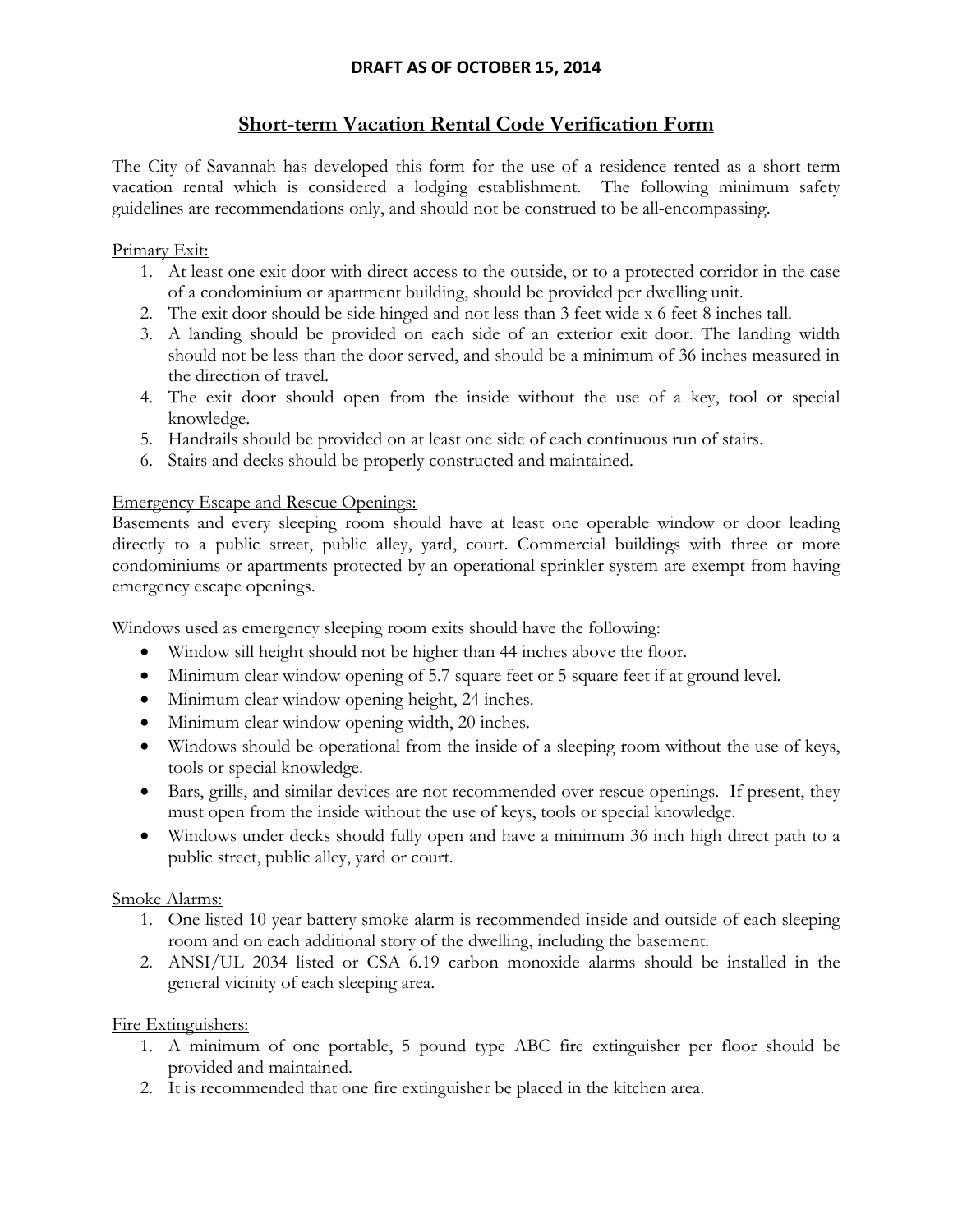**DRAFT AS OF OCTOBER 15, 2014**

# Short-term Vacation Rental Code Verification Form

The City of Savannah has developed this form for the use of a residence rented as a short-term vacation rental which is considered a lodging establishment. The following minimum safety guidelines are recommendations only, and should not be construed to be all-encompassing.

## Primary Exit:

1. At least one exit door with direct access to the outside, or to a protected corridor in the case of a condominium or apartment building, should be provided per dwelling unit.
2. The exit door should be side hinged and not less than 3 feet wide x 6 feet 8 inches tall.
3. A landing should be provided on each side of an exterior exit door. The landing width should not be less than the door served, and should be a minimum of 36 inches measured in the direction of travel.
4. The exit door should open from the inside without the use of a key, tool or special knowledge.
5. Handrails should be provided on at least one side of each continuous run of stairs.
6. Stairs and decks should be properly constructed and maintained.

## Emergency Escape and Rescue Openings:

Basements and every sleeping room should have at least one operable window or door leading directly to a public street, public alley, yard, court. Commercial buildings with three or more condominiums or apartments protected by an operational sprinkler system are exempt from having emergency escape openings.

Windows used as emergency sleeping room exits should have the following:

- Window sill height should not be higher than 44 inches above the floor.
- Minimum clear window opening of 5.7 square feet or 5 square feet if at ground level.
- Minimum clear window opening height, 24 inches.
- Minimum clear window opening width, 20 inches.
- Windows should be operational from the inside of a sleeping room without the use of keys, tools or special knowledge.
- Bars, grills, and similar devices are not recommended over rescue openings. If present, they must open from the inside without the use of keys, tools or special knowledge.
- Windows under decks should fully open and have a minimum 36 inch high direct path to a public street, public alley, yard or court.

## Smoke Alarms:

1. One listed 10 year battery smoke alarm is recommended inside and outside of each sleeping room and on each additional story of the dwelling, including the basement.
2. ANSI/UL 2034 listed or CSA 6.19 carbon monoxide alarms should be installed in the general vicinity of each sleeping area.

## Fire Extinguishers:

1. A minimum of one portable, 5 pound type ABC fire extinguisher per floor should be provided and maintained.
2. It is recommended that one fire extinguisher be placed in the kitchen area.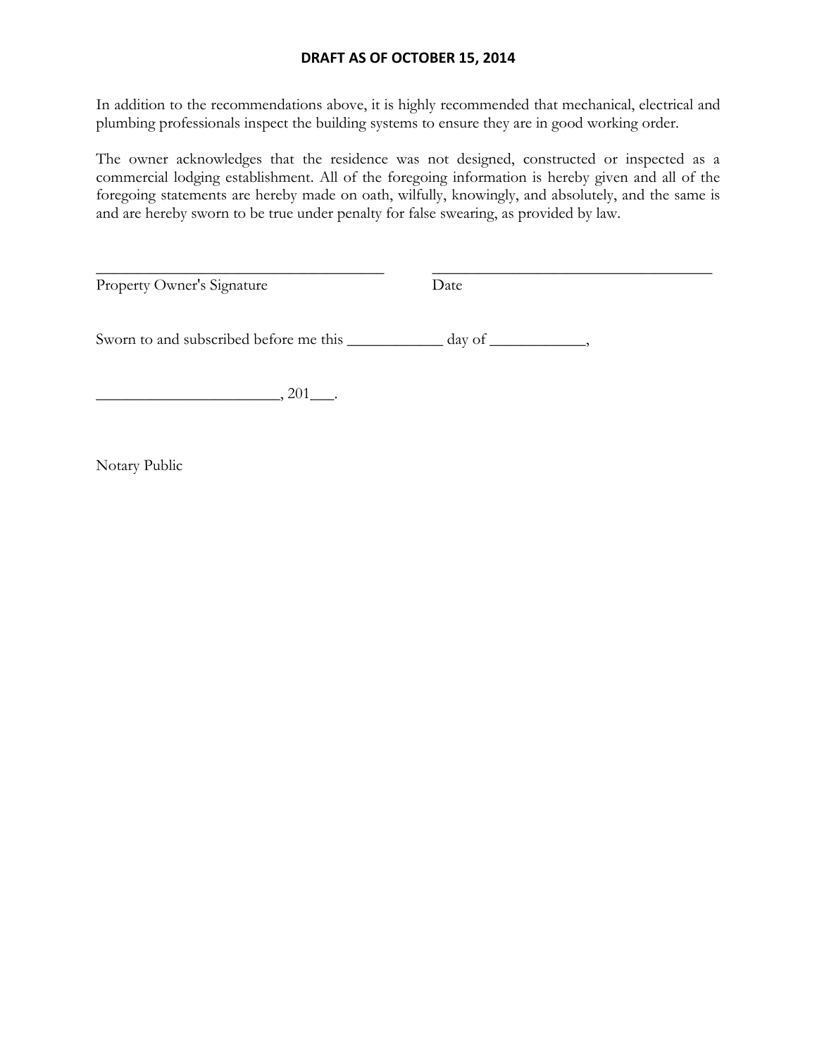**DRAFT AS OF OCTOBER 15, 2014**

In addition to the recommendations above, it is highly recommended that mechanical, electrical and plumbing professionals inspect the building systems to ensure they are in good working order.

The owner acknowledges that the residence was not designed, constructed or inspected as a commercial lodging establishment. All of the foregoing information is hereby given and all of the foregoing statements are hereby made on oath, wilfully, knowingly, and absolutely, and the same is and are hereby sworn to be true under penalty for false swearing, as provided by law.

_____________________________________ _____________________________________

Property Owner's Signature Date

Sworn to and subscribed before me this ____________ day of ____________,

_______________________, 201___.

Notary Public